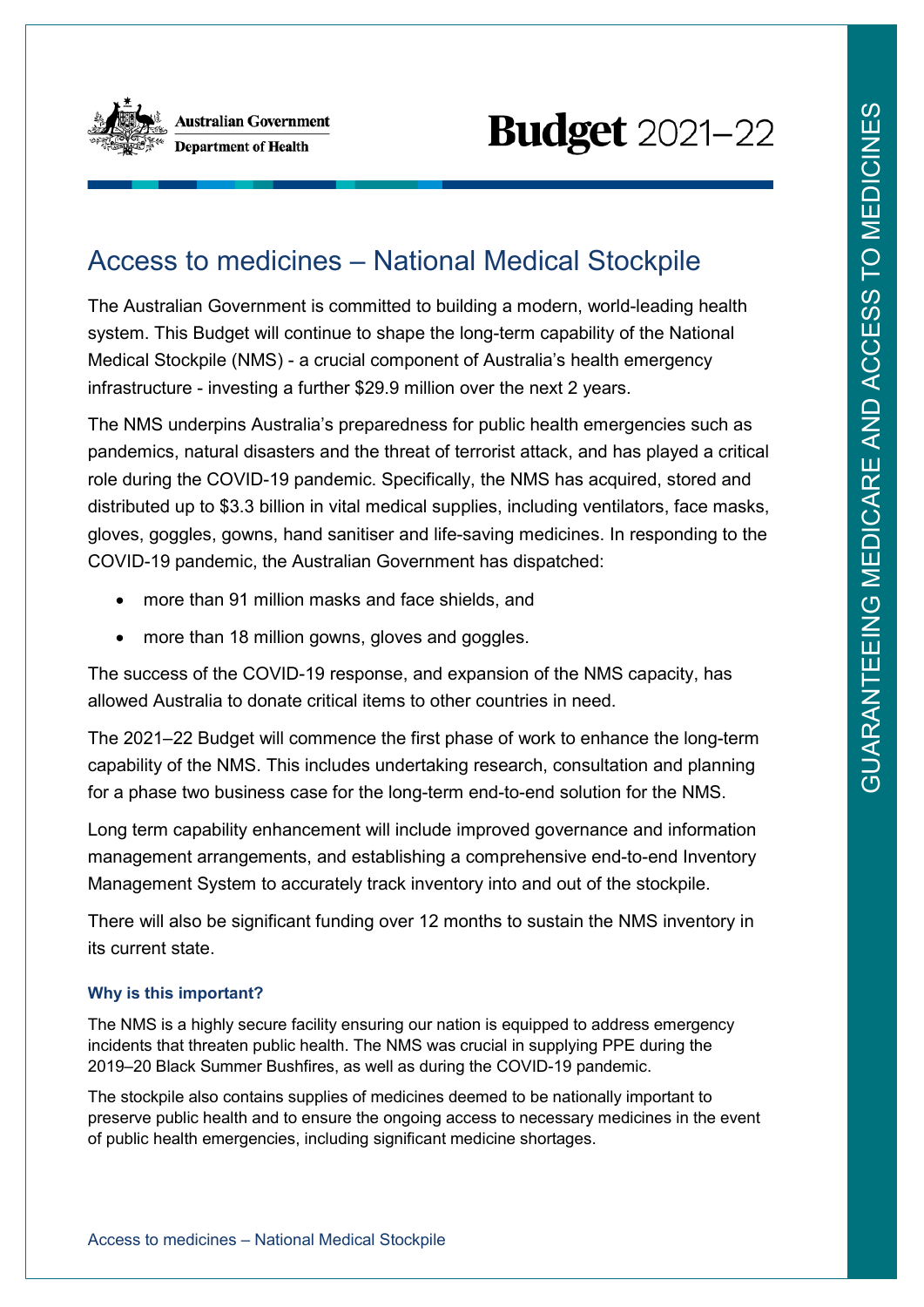Australian Government
Department of Health

**Budget** 2021–22

# Access to medicines – National Medical Stockpile

The Australian Government is committed to building a modern, world-leading health system. This Budget will continue to shape the long-term capability of the National Medical Stockpile (NMS) - a crucial component of Australia's health emergency infrastructure - investing a further $29.9 million over the next 2 years.

The NMS underpins Australia's preparedness for public health emergencies such as pandemics, natural disasters and the threat of terrorist attack, and has played a critical role during the COVID-19 pandemic. Specifically, the NMS has acquired, stored and distributed up to $3.3 billion in vital medical supplies, including ventilators, face masks, gloves, goggles, gowns, hand sanitiser and life-saving medicines. In responding to the COVID-19 pandemic, the Australian Government has dispatched:

- more than 91 million masks and face shields, and
- more than 18 million gowns, gloves and goggles.

The success of the COVID-19 response, and expansion of the NMS capacity, has allowed Australia to donate critical items to other countries in need.

The 2021–22 Budget will commence the first phase of work to enhance the long-term capability of the NMS. This includes undertaking research, consultation and planning for a phase two business case for the long-term end-to-end solution for the NMS.

Long term capability enhancement will include improved governance and information management arrangements, and establishing a comprehensive end-to-end Inventory Management System to accurately track inventory into and out of the stockpile.

There will also be significant funding over 12 months to sustain the NMS inventory in its current state.

### Why is this important?

The NMS is a highly secure facility ensuring our nation is equipped to address emergency incidents that threaten public health. The NMS was crucial in supplying PPE during the 2019–20 Black Summer Bushfires, as well as during the COVID-19 pandemic.

The stockpile also contains supplies of medicines deemed to be nationally important to preserve public health and to ensure the ongoing access to necessary medicines in the event of public health emergencies, including significant medicine shortages.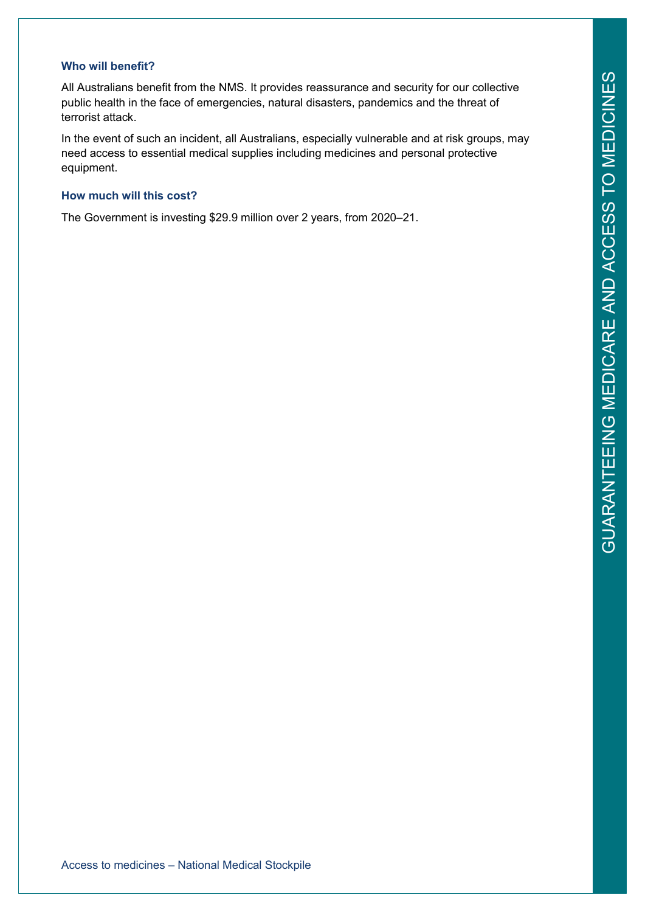### Who will benefit?

All Australians benefit from the NMS. It provides reassurance and security for our collective public health in the face of emergencies, natural disasters, pandemics and the threat of terrorist attack.

In the event of such an incident, all Australians, especially vulnerable and at risk groups, may need access to essential medical supplies including medicines and personal protective equipment.

### How much will this cost?

The Government is investing $29.9 million over 2 years, from 2020–21.